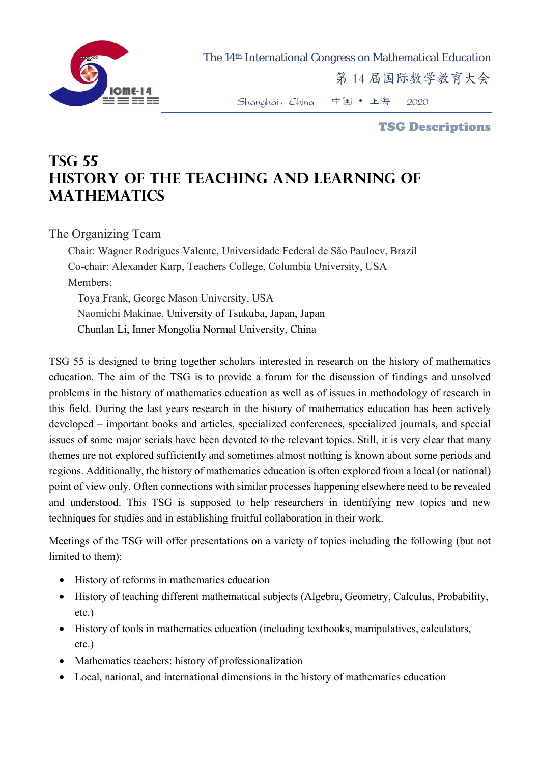The 14th International Congress on Mathematical Education

第 14 届国际数学教育大会

Shanghai, China 中国 • 上海 2020

**TSG Descriptions**

# TSG 55
# HISTORY OF THE TEACHING AND LEARNING OF MATHEMATICS

## The Organizing Team

Chair: Wagner Rodrigues Valente, Universidade Federal de São Paulocv, Brazil

Co-chair: Alexander Karp, Teachers College, Columbia University, USA

Members:

Toya Frank, George Mason University, USA

Naomichi Makinae, University of Tsukuba, Japan, Japan

Chunlan Li, Inner Mongolia Normal University, China

TSG 55 is designed to bring together scholars interested in research on the history of mathematics education. The aim of the TSG is to provide a forum for the discussion of findings and unsolved problems in the history of mathematics education as well as of issues in methodology of research in this field. During the last years research in the history of mathematics education has been actively developed – important books and articles, specialized conferences, specialized journals, and special issues of some major serials have been devoted to the relevant topics. Still, it is very clear that many themes are not explored sufficiently and sometimes almost nothing is known about some periods and regions. Additionally, the history of mathematics education is often explored from a local (or national) point of view only. Often connections with similar processes happening elsewhere need to be revealed and understood. This TSG is supposed to help researchers in identifying new topics and new techniques for studies and in establishing fruitful collaboration in their work.

Meetings of the TSG will offer presentations on a variety of topics including the following (but not limited to them):

- History of reforms in mathematics education
- History of teaching different mathematical subjects (Algebra, Geometry, Calculus, Probability, etc.)
- History of tools in mathematics education (including textbooks, manipulatives, calculators, etc.)
- Mathematics teachers: history of professionalization
- Local, national, and international dimensions in the history of mathematics education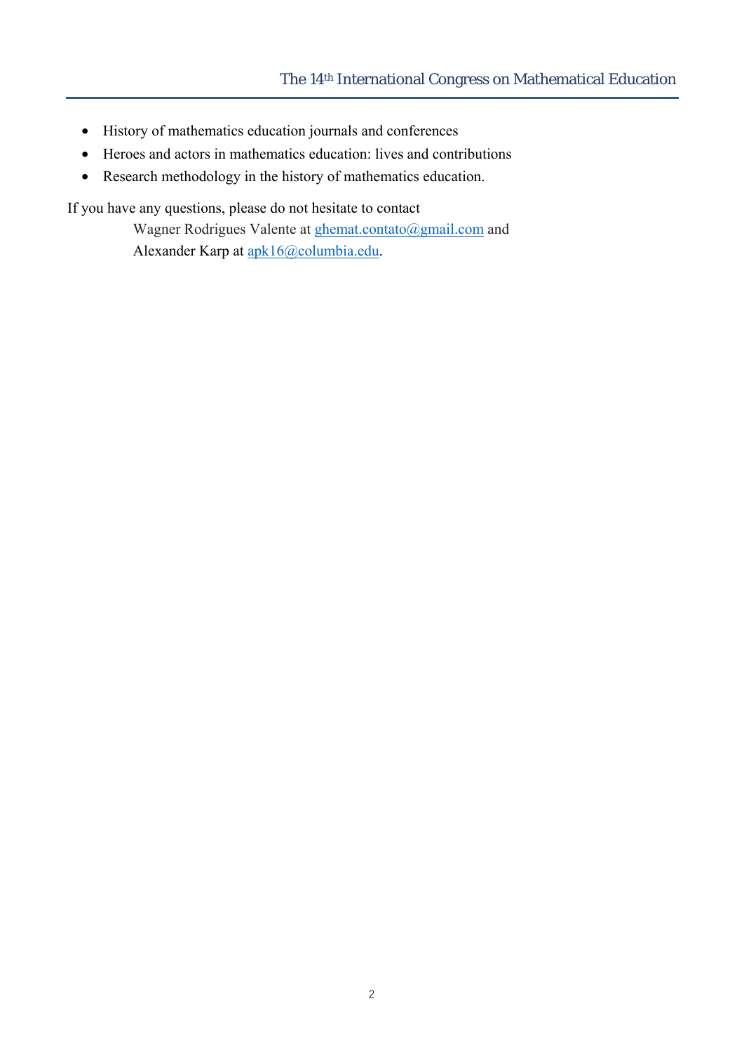- History of mathematics education journals and conferences
- Heroes and actors in mathematics education: lives and contributions
- Research methodology in the history of mathematics education.

If you have any questions, please do not hesitate to contact

Wagner Rodrigues Valente at ghemat.contato@gmail.com and

Alexander Karp at apk16@columbia.edu.